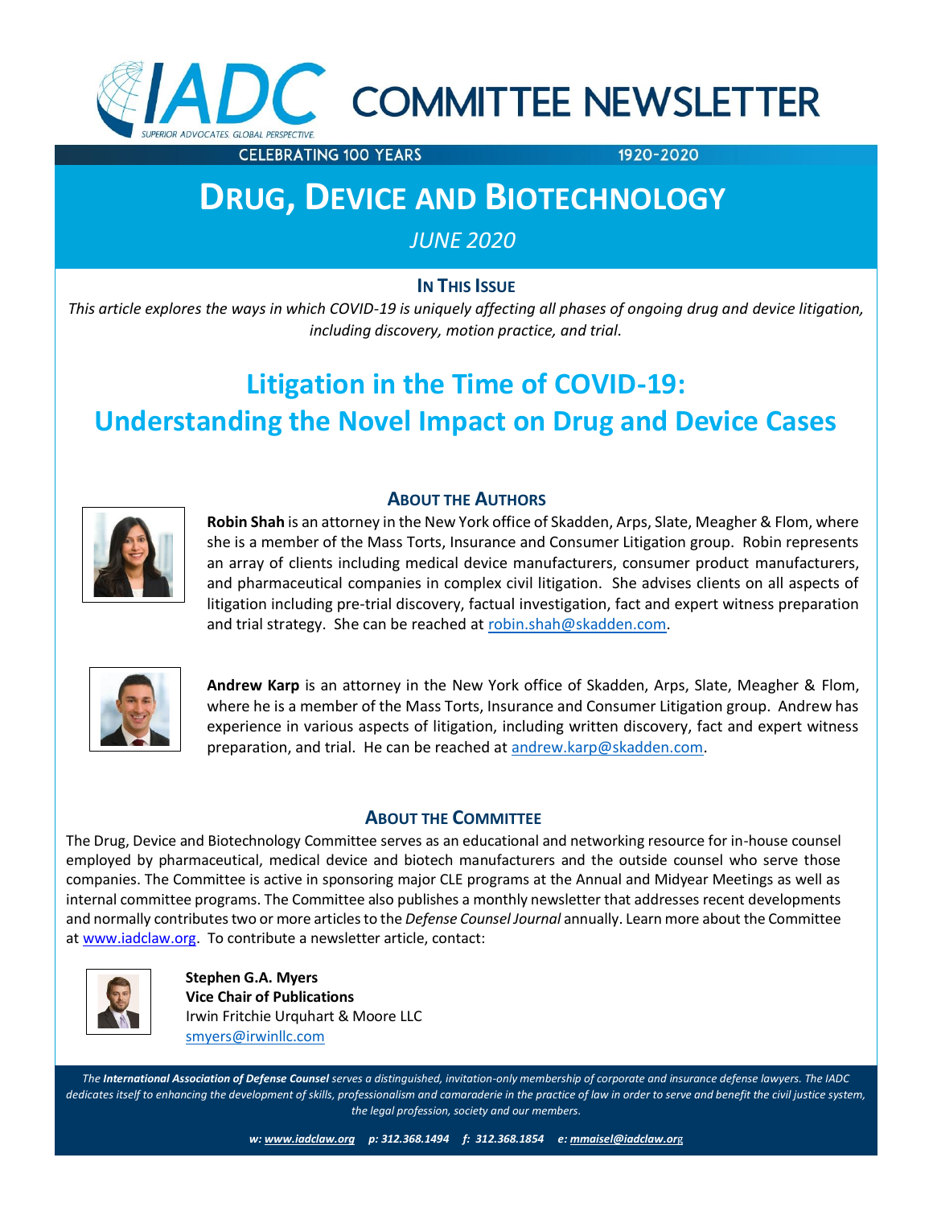# IADC COMMITTEE NEWSLETTER

SUPERIOR ADVOCATES. GLOBAL PERSPECTIVE.

CELEBRATING 100 YEARS 1920-2020

## DRUG, DEVICE AND BIOTECHNOLOGY

*JUNE 2020*

### IN THIS ISSUE

*This article explores the ways in which COVID-19 is uniquely affecting all phases of ongoing drug and device litigation, including discovery, motion practice, and trial.*

# Litigation in the Time of COVID-19: Understanding the Novel Impact on Drug and Device Cases

### ABOUT THE AUTHORS

**Robin Shah** is an attorney in the New York office of Skadden, Arps, Slate, Meagher & Flom, where she is a member of the Mass Torts, Insurance and Consumer Litigation group. Robin represents an array of clients including medical device manufacturers, consumer product manufacturers, and pharmaceutical companies in complex civil litigation. She advises clients on all aspects of litigation including pre-trial discovery, factual investigation, fact and expert witness preparation and trial strategy. She can be reached at robin.shah@skadden.com.

**Andrew Karp** is an attorney in the New York office of Skadden, Arps, Slate, Meagher & Flom, where he is a member of the Mass Torts, Insurance and Consumer Litigation group. Andrew has experience in various aspects of litigation, including written discovery, fact and expert witness preparation, and trial. He can be reached at andrew.karp@skadden.com.

### ABOUT THE COMMITTEE

The Drug, Device and Biotechnology Committee serves as an educational and networking resource for in-house counsel employed by pharmaceutical, medical device and biotech manufacturers and the outside counsel who serve those companies. The Committee is active in sponsoring major CLE programs at the Annual and Midyear Meetings as well as internal committee programs. The Committee also publishes a monthly newsletter that addresses recent developments and normally contributes two or more articles to the *Defense Counsel Journal* annually. Learn more about the Committee at www.iadclaw.org. To contribute a newsletter article, contact:

**Stephen G.A. Myers**
**Vice Chair of Publications**
Irwin Fritchie Urquhart & Moore LLC
smyers@irwinllc.com

*The **International Association of Defense Counsel** serves a distinguished, invitation-only membership of corporate and insurance defense lawyers. The IADC dedicates itself to enhancing the development of skills, professionalism and camaraderie in the practice of law in order to serve and benefit the civil justice system, the legal profession, society and our members.*

***w: www.iadclaw.org p: 312.368.1494 f: 312.368.1854 e: mmaisel@iadclaw.org***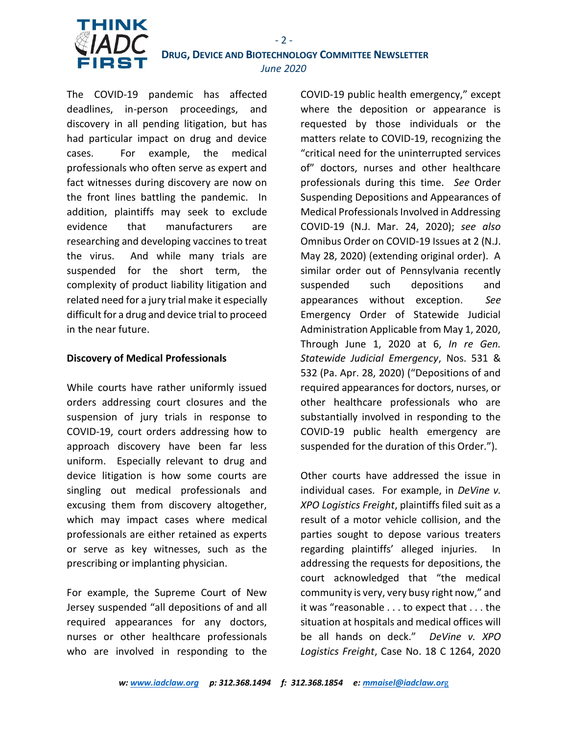The COVID-19 pandemic has affected deadlines, in-person proceedings, and discovery in all pending litigation, but has had particular impact on drug and device cases. For example, the medical professionals who often serve as expert and fact witnesses during discovery are now on the front lines battling the pandemic. In addition, plaintiffs may seek to exclude evidence that manufacturers are researching and developing vaccines to treat the virus. And while many trials are suspended for the short term, the complexity of product liability litigation and related need for a jury trial make it especially difficult for a drug and device trial to proceed in the near future.

**Discovery of Medical Professionals**

While courts have rather uniformly issued orders addressing court closures and the suspension of jury trials in response to COVID-19, court orders addressing how to approach discovery have been far less uniform. Especially relevant to drug and device litigation is how some courts are singling out medical professionals and excusing them from discovery altogether, which may impact cases where medical professionals are either retained as experts or serve as key witnesses, such as the prescribing or implanting physician.

For example, the Supreme Court of New Jersey suspended "all depositions of and all required appearances for any doctors, nurses or other healthcare professionals who are involved in responding to the COVID-19 public health emergency," except where the deposition or appearance is requested by those individuals or the matters relate to COVID-19, recognizing the "critical need for the uninterrupted services of" doctors, nurses and other healthcare professionals during this time. *See* Order Suspending Depositions and Appearances of Medical Professionals Involved in Addressing COVID-19 (N.J. Mar. 24, 2020); *see also* Omnibus Order on COVID-19 Issues at 2 (N.J. May 28, 2020) (extending original order). A similar order out of Pennsylvania recently suspended such depositions and appearances without exception. *See* Emergency Order of Statewide Judicial Administration Applicable from May 1, 2020, Through June 1, 2020 at 6, *In re Gen. Statewide Judicial Emergency*, Nos. 531 & 532 (Pa. Apr. 28, 2020) ("Depositions of and required appearances for doctors, nurses, or other healthcare professionals who are substantially involved in responding to the COVID-19 public health emergency are suspended for the duration of this Order.").

Other courts have addressed the issue in individual cases. For example, in *DeVine v. XPO Logistics Freight*, plaintiffs filed suit as a result of a motor vehicle collision, and the parties sought to depose various treaters regarding plaintiffs' alleged injuries. In addressing the requests for depositions, the court acknowledged that "the medical community is very, very busy right now," and it was "reasonable . . . to expect that . . . the situation at hospitals and medical offices will be all hands on deck." *DeVine v. XPO Logistics Freight*, Case No. 18 C 1264, 2020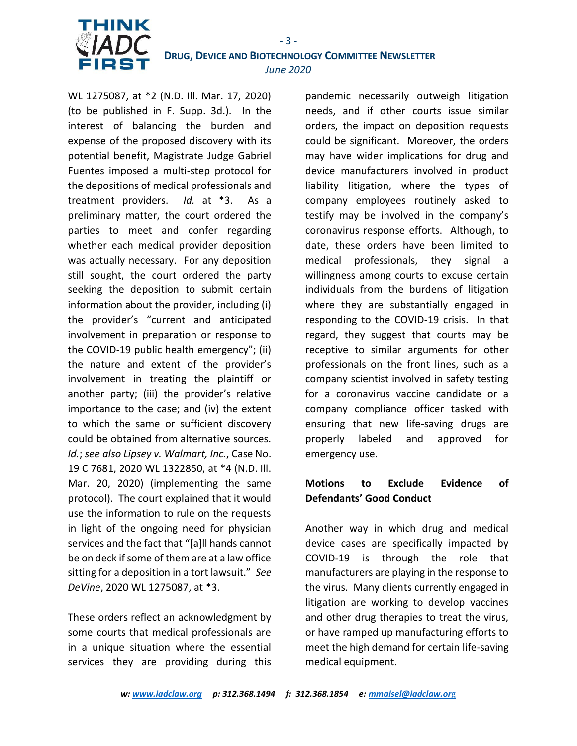WL 1275087, at *2 (N.D. Ill. Mar. 17, 2020) (to be published in F. Supp. 3d.). In the interest of balancing the burden and expense of the proposed discovery with its potential benefit, Magistrate Judge Gabriel Fuentes imposed a multi-step protocol for the depositions of medical professionals and treatment providers. *Id.* at *3. As a preliminary matter, the court ordered the parties to meet and confer regarding whether each medical provider deposition was actually necessary. For any deposition still sought, the court ordered the party seeking the deposition to submit certain information about the provider, including (i) the provider's "current and anticipated involvement in preparation or response to the COVID-19 public health emergency"; (ii) the nature and extent of the provider's involvement in treating the plaintiff or another party; (iii) the provider's relative importance to the case; and (iv) the extent to which the same or sufficient discovery could be obtained from alternative sources. *Id.*; *see also Lipsey v. Walmart, Inc.*, Case No. 19 C 7681, 2020 WL 1322850, at *4 (N.D. Ill. Mar. 20, 2020) (implementing the same protocol). The court explained that it would use the information to rule on the requests in light of the ongoing need for physician services and the fact that "[a]ll hands cannot be on deck if some of them are at a law office sitting for a deposition in a tort lawsuit." *See DeVine*, 2020 WL 1275087, at *3.

These orders reflect an acknowledgment by some courts that medical professionals are in a unique situation where the essential services they are providing during this pandemic necessarily outweigh litigation needs, and if other courts issue similar orders, the impact on deposition requests could be significant. Moreover, the orders may have wider implications for drug and device manufacturers involved in product liability litigation, where the types of company employees routinely asked to testify may be involved in the company's coronavirus response efforts. Although, to date, these orders have been limited to medical professionals, they signal a willingness among courts to excuse certain individuals from the burdens of litigation where they are substantially engaged in responding to the COVID-19 crisis. In that regard, they suggest that courts may be receptive to similar arguments for other professionals on the front lines, such as a company scientist involved in safety testing for a coronavirus vaccine candidate or a company compliance officer tasked with ensuring that new life-saving drugs are properly labeled and approved for emergency use.

**Motions to Exclude Evidence of Defendants' Good Conduct**

Another way in which drug and medical device cases are specifically impacted by COVID-19 is through the role that manufacturers are playing in the response to the virus. Many clients currently engaged in litigation are working to develop vaccines and other drug therapies to treat the virus, or have ramped up manufacturing efforts to meet the high demand for certain life-saving medical equipment.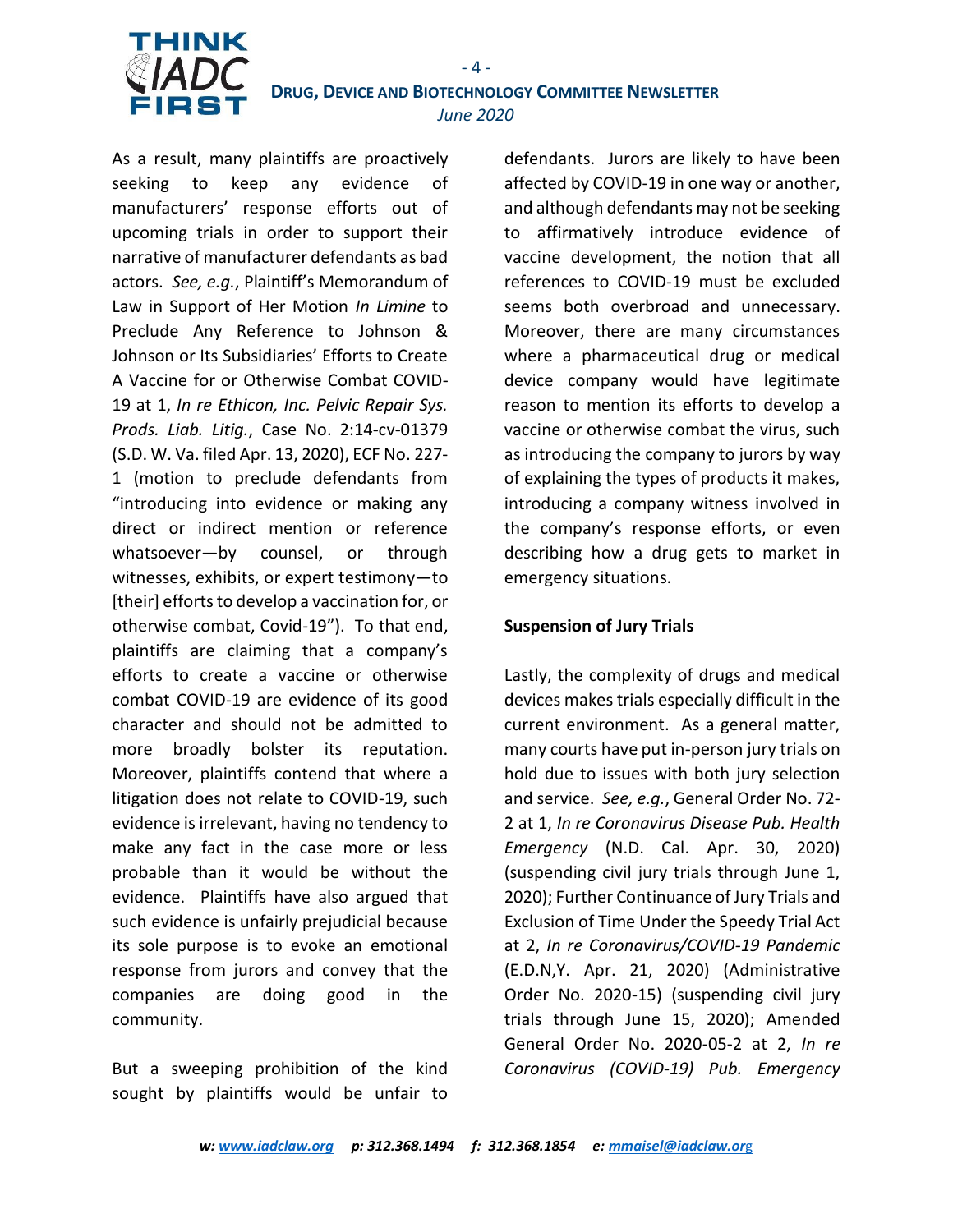As a result, many plaintiffs are proactively seeking to keep any evidence of manufacturers' response efforts out of upcoming trials in order to support their narrative of manufacturer defendants as bad actors. *See, e.g.*, Plaintiff's Memorandum of Law in Support of Her Motion *In Limine* to Preclude Any Reference to Johnson & Johnson or Its Subsidiaries' Efforts to Create A Vaccine for or Otherwise Combat COVID-19 at 1, *In re Ethicon, Inc. Pelvic Repair Sys. Prods. Liab. Litig.*, Case No. 2:14-cv-01379 (S.D. W. Va. filed Apr. 13, 2020), ECF No. 227-1 (motion to preclude defendants from "introducing into evidence or making any direct or indirect mention or reference whatsoever—by counsel, or through witnesses, exhibits, or expert testimony—to [their] efforts to develop a vaccination for, or otherwise combat, Covid-19"). To that end, plaintiffs are claiming that a company's efforts to create a vaccine or otherwise combat COVID-19 are evidence of its good character and should not be admitted to more broadly bolster its reputation. Moreover, plaintiffs contend that where a litigation does not relate to COVID-19, such evidence is irrelevant, having no tendency to make any fact in the case more or less probable than it would be without the evidence. Plaintiffs have also argued that such evidence is unfairly prejudicial because its sole purpose is to evoke an emotional response from jurors and convey that the companies are doing good in the community.

But a sweeping prohibition of the kind sought by plaintiffs would be unfair to defendants. Jurors are likely to have been affected by COVID-19 in one way or another, and although defendants may not be seeking to affirmatively introduce evidence of vaccine development, the notion that all references to COVID-19 must be excluded seems both overbroad and unnecessary. Moreover, there are many circumstances where a pharmaceutical drug or medical device company would have legitimate reason to mention its efforts to develop a vaccine or otherwise combat the virus, such as introducing the company to jurors by way of explaining the types of products it makes, introducing a company witness involved in the company's response efforts, or even describing how a drug gets to market in emergency situations.

**Suspension of Jury Trials**

Lastly, the complexity of drugs and medical devices makes trials especially difficult in the current environment. As a general matter, many courts have put in-person jury trials on hold due to issues with both jury selection and service. *See, e.g.*, General Order No. 72-2 at 1, *In re Coronavirus Disease Pub. Health Emergency* (N.D. Cal. Apr. 30, 2020) (suspending civil jury trials through June 1, 2020); Further Continuance of Jury Trials and Exclusion of Time Under the Speedy Trial Act at 2, *In re Coronavirus/COVID-19 Pandemic* (E.D.N,Y. Apr. 21, 2020) (Administrative Order No. 2020-15) (suspending civil jury trials through June 15, 2020); Amended General Order No. 2020-05-2 at 2, *In re Coronavirus (COVID-19) Pub. Emergency*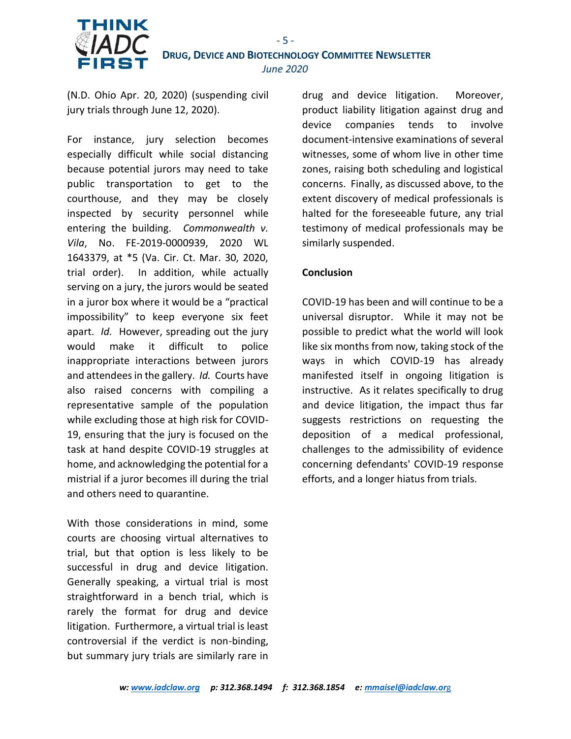(N.D. Ohio Apr. 20, 2020) (suspending civil jury trials through June 12, 2020).

For instance, jury selection becomes especially difficult while social distancing because potential jurors may need to take public transportation to get to the courthouse, and they may be closely inspected by security personnel while entering the building. *Commonwealth v. Vila*, No. FE-2019-0000939, 2020 WL 1643379, at *5 (Va. Cir. Ct. Mar. 30, 2020, trial order). In addition, while actually serving on a jury, the jurors would be seated in a juror box where it would be a "practical impossibility" to keep everyone six feet apart. *Id.* However, spreading out the jury would make it difficult to police inappropriate interactions between jurors and attendees in the gallery. *Id.* Courts have also raised concerns with compiling a representative sample of the population while excluding those at high risk for COVID-19, ensuring that the jury is focused on the task at hand despite COVID-19 struggles at home, and acknowledging the potential for a mistrial if a juror becomes ill during the trial and others need to quarantine.

With those considerations in mind, some courts are choosing virtual alternatives to trial, but that option is less likely to be successful in drug and device litigation. Generally speaking, a virtual trial is most straightforward in a bench trial, which is rarely the format for drug and device litigation. Furthermore, a virtual trial is least controversial if the verdict is non-binding, but summary jury trials are similarly rare in drug and device litigation. Moreover, product liability litigation against drug and device companies tends to involve document-intensive examinations of several witnesses, some of whom live in other time zones, raising both scheduling and logistical concerns. Finally, as discussed above, to the extent discovery of medical professionals is halted for the foreseeable future, any trial testimony of medical professionals may be similarly suspended.

**Conclusion**

COVID-19 has been and will continue to be a universal disruptor. While it may not be possible to predict what the world will look like six months from now, taking stock of the ways in which COVID-19 has already manifested itself in ongoing litigation is instructive. As it relates specifically to drug and device litigation, the impact thus far suggests restrictions on requesting the deposition of a medical professional, challenges to the admissibility of evidence concerning defendants' COVID-19 response efforts, and a longer hiatus from trials.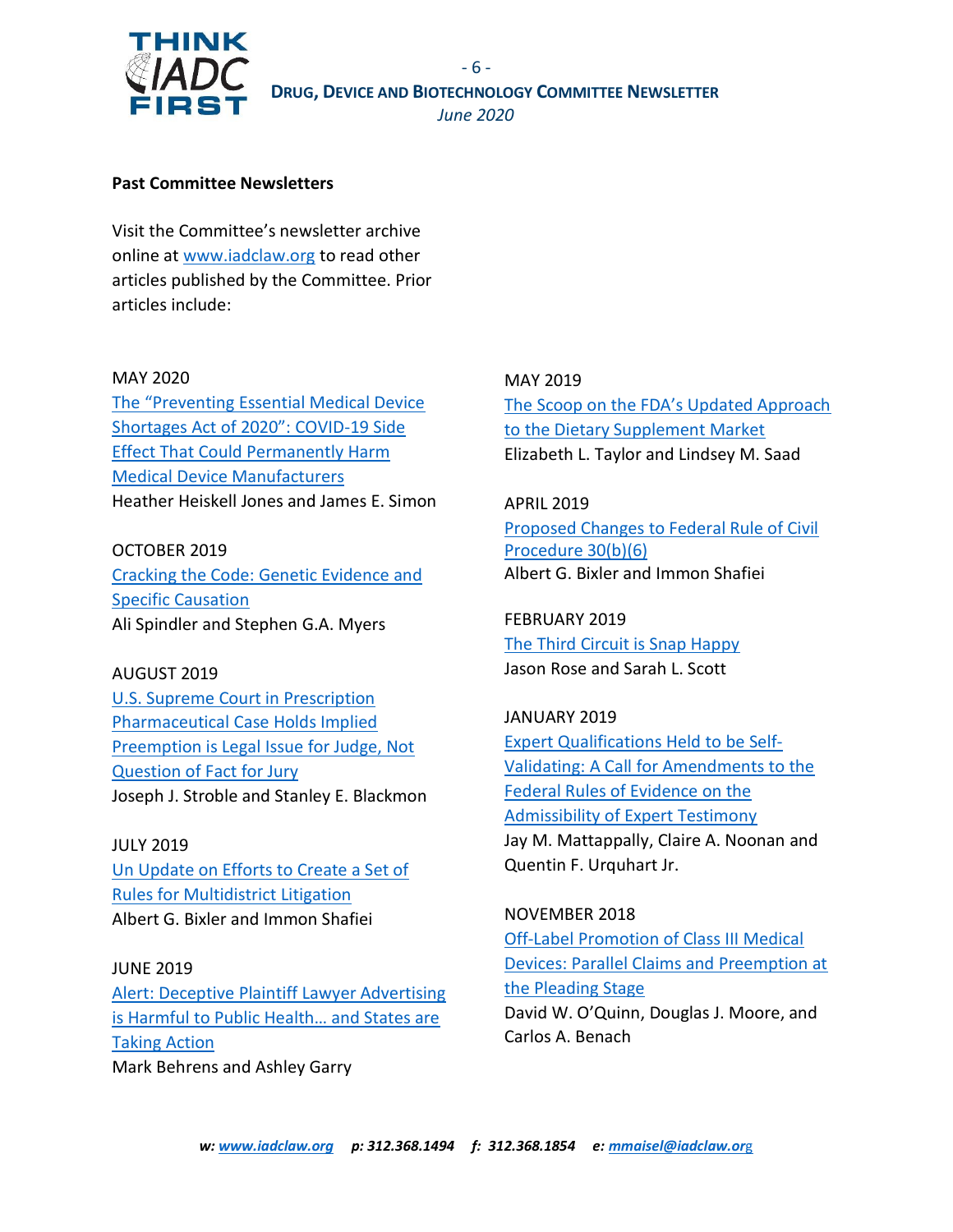**Past Committee Newsletters**

Visit the Committee's newsletter archive online at [www.iadclaw.org](http://www.iadclaw.org) to read other articles published by the Committee. Prior articles include:

MAY 2020
[The "Preventing Essential Medical Device Shortages Act of 2020": COVID-19 Side Effect That Could Permanently Harm Medical Device Manufacturers]()
Heather Heiskell Jones and James E. Simon

OCTOBER 2019
[Cracking the Code: Genetic Evidence and Specific Causation]()
Ali Spindler and Stephen G.A. Myers

AUGUST 2019
[U.S. Supreme Court in Prescription Pharmaceutical Case Holds Implied Preemption is Legal Issue for Judge, Not Question of Fact for Jury]()
Joseph J. Stroble and Stanley E. Blackmon

JULY 2019
[Un Update on Efforts to Create a Set of Rules for Multidistrict Litigation]()
Albert G. Bixler and Immon Shafiei

JUNE 2019
[Alert: Deceptive Plaintiff Lawyer Advertising is Harmful to Public Health… and States are Taking Action]()
Mark Behrens and Ashley Garry

MAY 2019
[The Scoop on the FDA's Updated Approach to the Dietary Supplement Market]()
Elizabeth L. Taylor and Lindsey M. Saad

APRIL 2019
[Proposed Changes to Federal Rule of Civil Procedure 30(b)(6)]()
Albert G. Bixler and Immon Shafiei

FEBRUARY 2019
[The Third Circuit is Snap Happy]()
Jason Rose and Sarah L. Scott

JANUARY 2019
[Expert Qualifications Held to be Self-Validating: A Call for Amendments to the Federal Rules of Evidence on the Admissibility of Expert Testimony]()
Jay M. Mattappally, Claire A. Noonan and Quentin F. Urquhart Jr.

NOVEMBER 2018
[Off-Label Promotion of Class III Medical Devices: Parallel Claims and Preemption at the Pleading Stage]()
David W. O'Quinn, Douglas J. Moore, and Carlos A. Benach